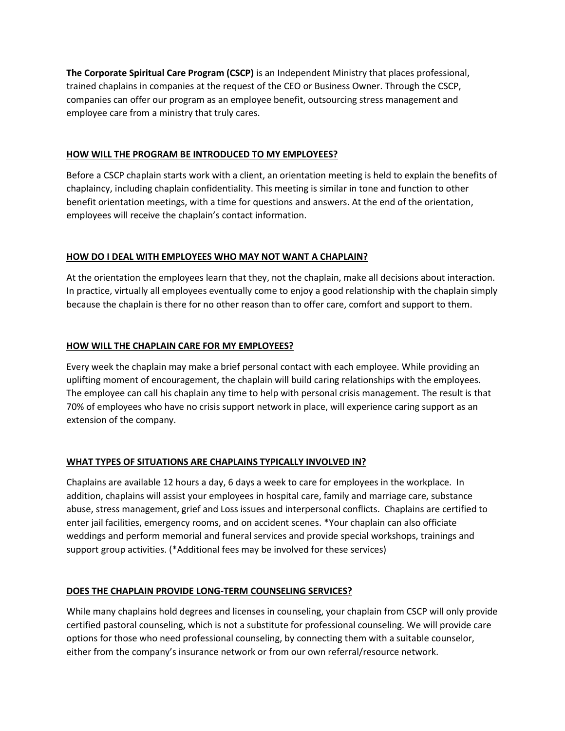**The Corporate Spiritual Care Program (CSCP)** is an Independent Ministry that places professional, trained chaplains in companies at the request of the CEO or Business Owner. Through the CSCP, companies can offer our program as an employee benefit, outsourcing stress management and employee care from a ministry that truly cares.

## HOW WILL THE PROGRAM BE INTRODUCED TO MY EMPLOYEES?

Before a CSCP chaplain starts work with a client, an orientation meeting is held to explain the benefits of chaplaincy, including chaplain confidentiality. This meeting is similar in tone and function to other benefit orientation meetings, with a time for questions and answers. At the end of the orientation, employees will receive the chaplain's contact information.

## HOW DO I DEAL WITH EMPLOYEES WHO MAY NOT WANT A CHAPLAIN?

At the orientation the employees learn that they, not the chaplain, make all decisions about interaction. In practice, virtually all employees eventually come to enjoy a good relationship with the chaplain simply because the chaplain is there for no other reason than to offer care, comfort and support to them.

## HOW WILL THE CHAPLAIN CARE FOR MY EMPLOYEES?

Every week the chaplain may make a brief personal contact with each employee. While providing an uplifting moment of encouragement, the chaplain will build caring relationships with the employees. The employee can call his chaplain any time to help with personal crisis management. The result is that 70% of employees who have no crisis support network in place, will experience caring support as an extension of the company.

## WHAT TYPES OF SITUATIONS ARE CHAPLAINS TYPICALLY INVOLVED IN?

Chaplains are available 12 hours a day, 6 days a week to care for employees in the workplace. In addition, chaplains will assist your employees in hospital care, family and marriage care, substance abuse, stress management, grief and Loss issues and interpersonal conflicts. Chaplains are certified to enter jail facilities, emergency rooms, and on accident scenes. *Your chaplain can also officiate weddings and perform memorial and funeral services and provide special workshops, trainings and support group activities. (*Additional fees may be involved for these services)

## DOES THE CHAPLAIN PROVIDE LONG-TERM COUNSELING SERVICES?

While many chaplains hold degrees and licenses in counseling, your chaplain from CSCP will only provide certified pastoral counseling, which is not a substitute for professional counseling. We will provide care options for those who need professional counseling, by connecting them with a suitable counselor, either from the company's insurance network or from our own referral/resource network.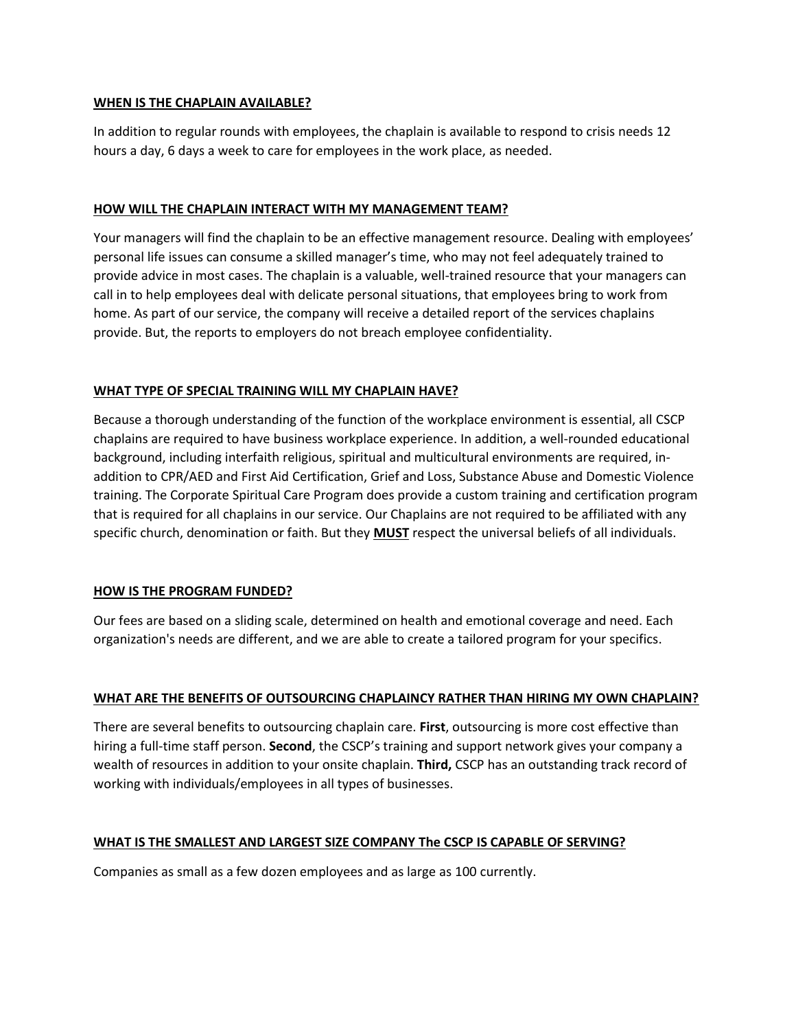**WHEN IS THE CHAPLAIN AVAILABLE?**

In addition to regular rounds with employees, the chaplain is available to respond to crisis needs 12 hours a day, 6 days a week to care for employees in the work place, as needed.

**HOW WILL THE CHAPLAIN INTERACT WITH MY MANAGEMENT TEAM?**

Your managers will find the chaplain to be an effective management resource. Dealing with employees' personal life issues can consume a skilled manager's time, who may not feel adequately trained to provide advice in most cases. The chaplain is a valuable, well-trained resource that your managers can call in to help employees deal with delicate personal situations, that employees bring to work from home. As part of our service, the company will receive a detailed report of the services chaplains provide. But, the reports to employers do not breach employee confidentiality.

**WHAT TYPE OF SPECIAL TRAINING WILL MY CHAPLAIN HAVE?**

Because a thorough understanding of the function of the workplace environment is essential, all CSCP chaplains are required to have business workplace experience. In addition, a well-rounded educational background, including interfaith religious, spiritual and multicultural environments are required, in-addition to CPR/AED and First Aid Certification, Grief and Loss, Substance Abuse and Domestic Violence training. The Corporate Spiritual Care Program does provide a custom training and certification program that is required for all chaplains in our service. Our Chaplains are not required to be affiliated with any specific church, denomination or faith. But they **MUST** respect the universal beliefs of all individuals.

**HOW IS THE PROGRAM FUNDED?**

Our fees are based on a sliding scale, determined on health and emotional coverage and need. Each organization's needs are different, and we are able to create a tailored program for your specifics.

**WHAT ARE THE BENEFITS OF OUTSOURCING CHAPLAINCY RATHER THAN HIRING MY OWN CHAPLAIN?**

There are several benefits to outsourcing chaplain care. **First**, outsourcing is more cost effective than hiring a full-time staff person. **Second**, the CSCP's training and support network gives your company a wealth of resources in addition to your onsite chaplain. **Third,** CSCP has an outstanding track record of working with individuals/employees in all types of businesses.

**WHAT IS THE SMALLEST AND LARGEST SIZE COMPANY The CSCP IS CAPABLE OF SERVING?**

Companies as small as a few dozen employees and as large as 100 currently.